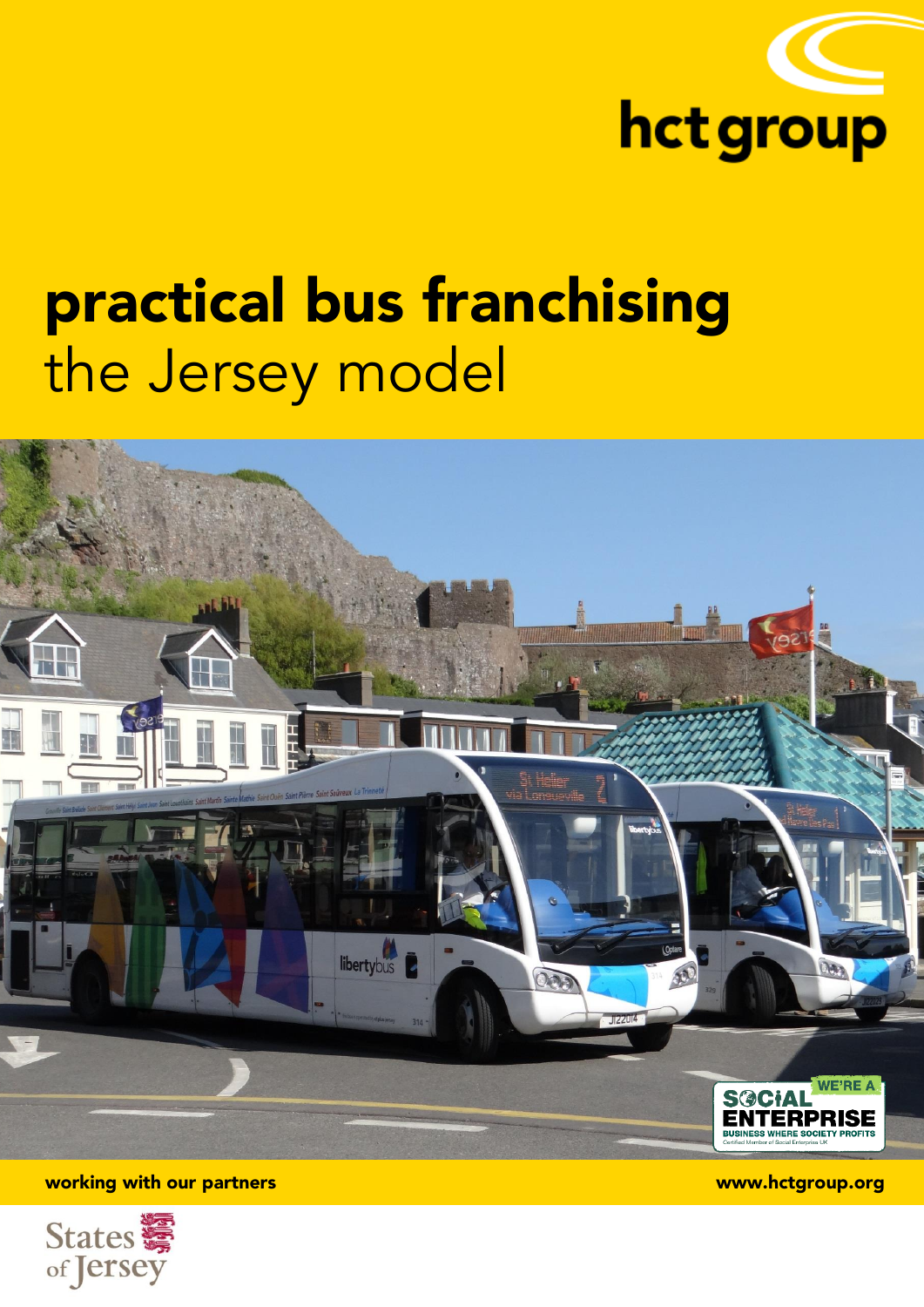hct group

# practical bus franchising

## the Jersey model

WE'RE A SOCIAL ENTERPRISE
BUSINESS WHERE SOCIETY PROFITS
Certified Member of Social Enterprise UK

**working with our partners**

**www.hctgroup.org**

States of Jersey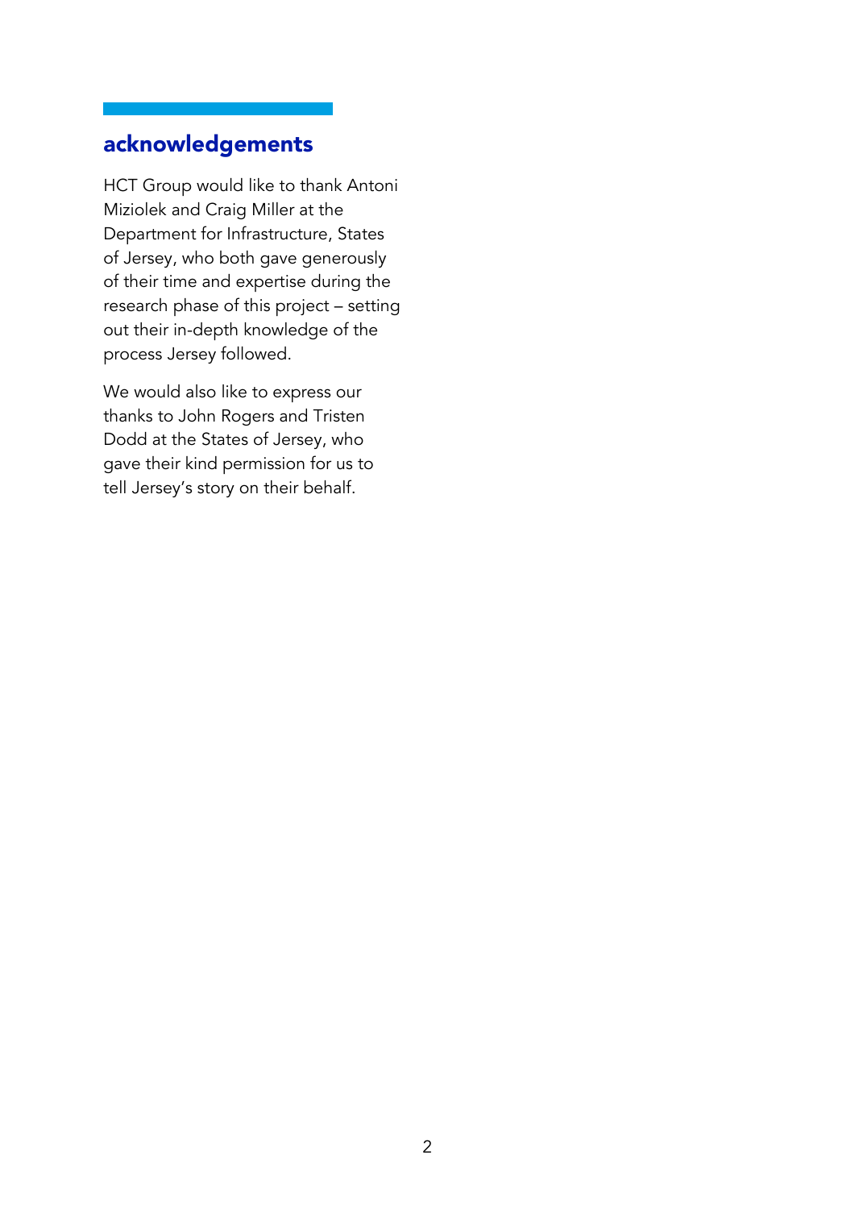## acknowledgements

HCT Group would like to thank Antoni Miziolek and Craig Miller at the Department for Infrastructure, States of Jersey, who both gave generously of their time and expertise during the research phase of this project – setting out their in-depth knowledge of the process Jersey followed.

We would also like to express our thanks to John Rogers and Tristen Dodd at the States of Jersey, who gave their kind permission for us to tell Jersey's story on their behalf.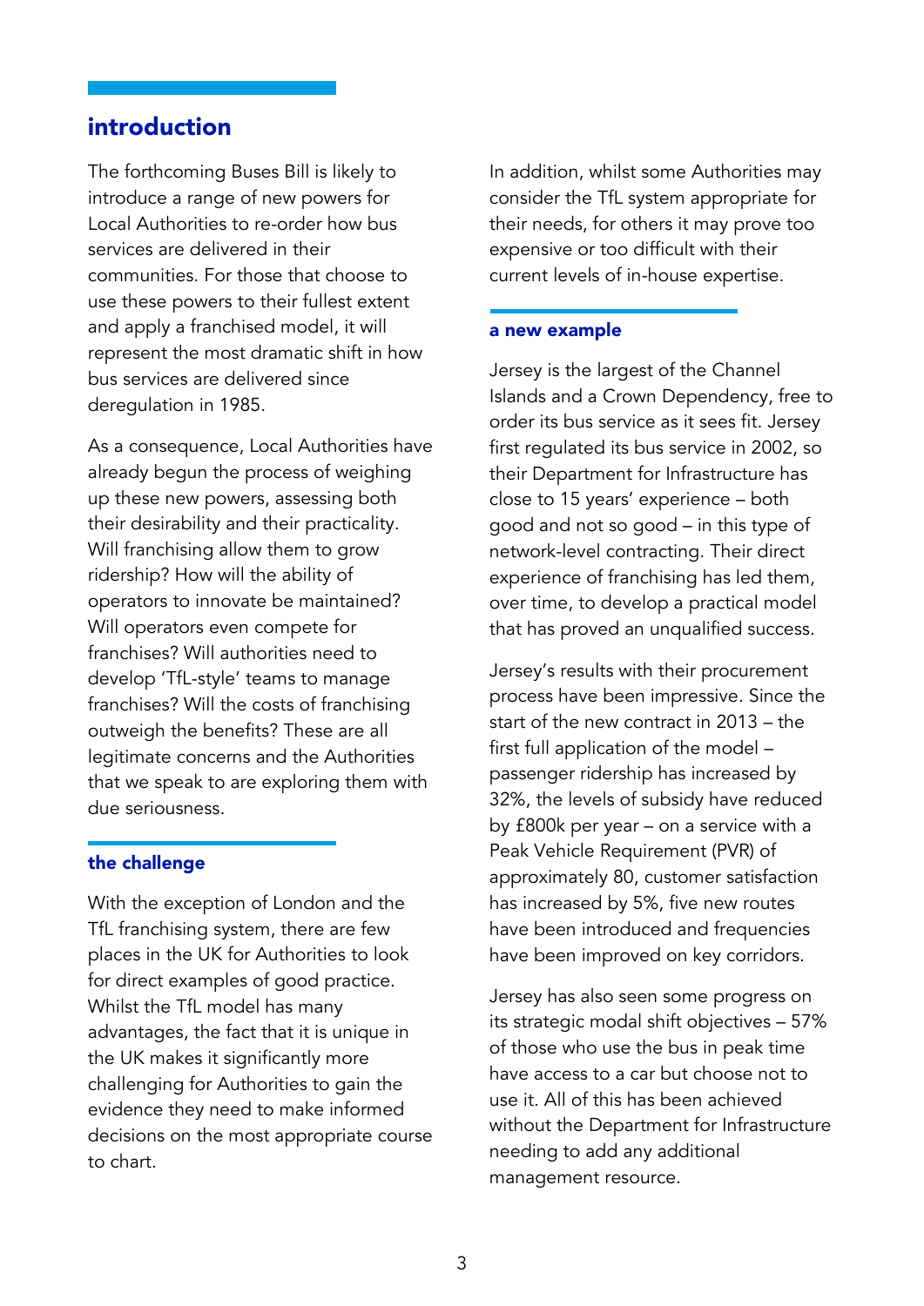## introduction

The forthcoming Buses Bill is likely to introduce a range of new powers for Local Authorities to re-order how bus services are delivered in their communities. For those that choose to use these powers to their fullest extent and apply a franchised model, it will represent the most dramatic shift in how bus services are delivered since deregulation in 1985.

As a consequence, Local Authorities have already begun the process of weighing up these new powers, assessing both their desirability and their practicality. Will franchising allow them to grow ridership? How will the ability of operators to innovate be maintained? Will operators even compete for franchises? Will authorities need to develop 'TfL-style' teams to manage franchises? Will the costs of franchising outweigh the benefits? These are all legitimate concerns and the Authorities that we speak to are exploring them with due seriousness.

### the challenge

With the exception of London and the TfL franchising system, there are few places in the UK for Authorities to look for direct examples of good practice. Whilst the TfL model has many advantages, the fact that it is unique in the UK makes it significantly more challenging for Authorities to gain the evidence they need to make informed decisions on the most appropriate course to chart.

In addition, whilst some Authorities may consider the TfL system appropriate for their needs, for others it may prove too expensive or too difficult with their current levels of in-house expertise.

### a new example

Jersey is the largest of the Channel Islands and a Crown Dependency, free to order its bus service as it sees fit. Jersey first regulated its bus service in 2002, so their Department for Infrastructure has close to 15 years' experience – both good and not so good – in this type of network-level contracting. Their direct experience of franchising has led them, over time, to develop a practical model that has proved an unqualified success.

Jersey's results with their procurement process have been impressive. Since the start of the new contract in 2013 – the first full application of the model – passenger ridership has increased by 32%, the levels of subsidy have reduced by £800k per year – on a service with a Peak Vehicle Requirement (PVR) of approximately 80, customer satisfaction has increased by 5%, five new routes have been introduced and frequencies have been improved on key corridors.

Jersey has also seen some progress on its strategic modal shift objectives – 57% of those who use the bus in peak time have access to a car but choose not to use it. All of this has been achieved without the Department for Infrastructure needing to add any additional management resource.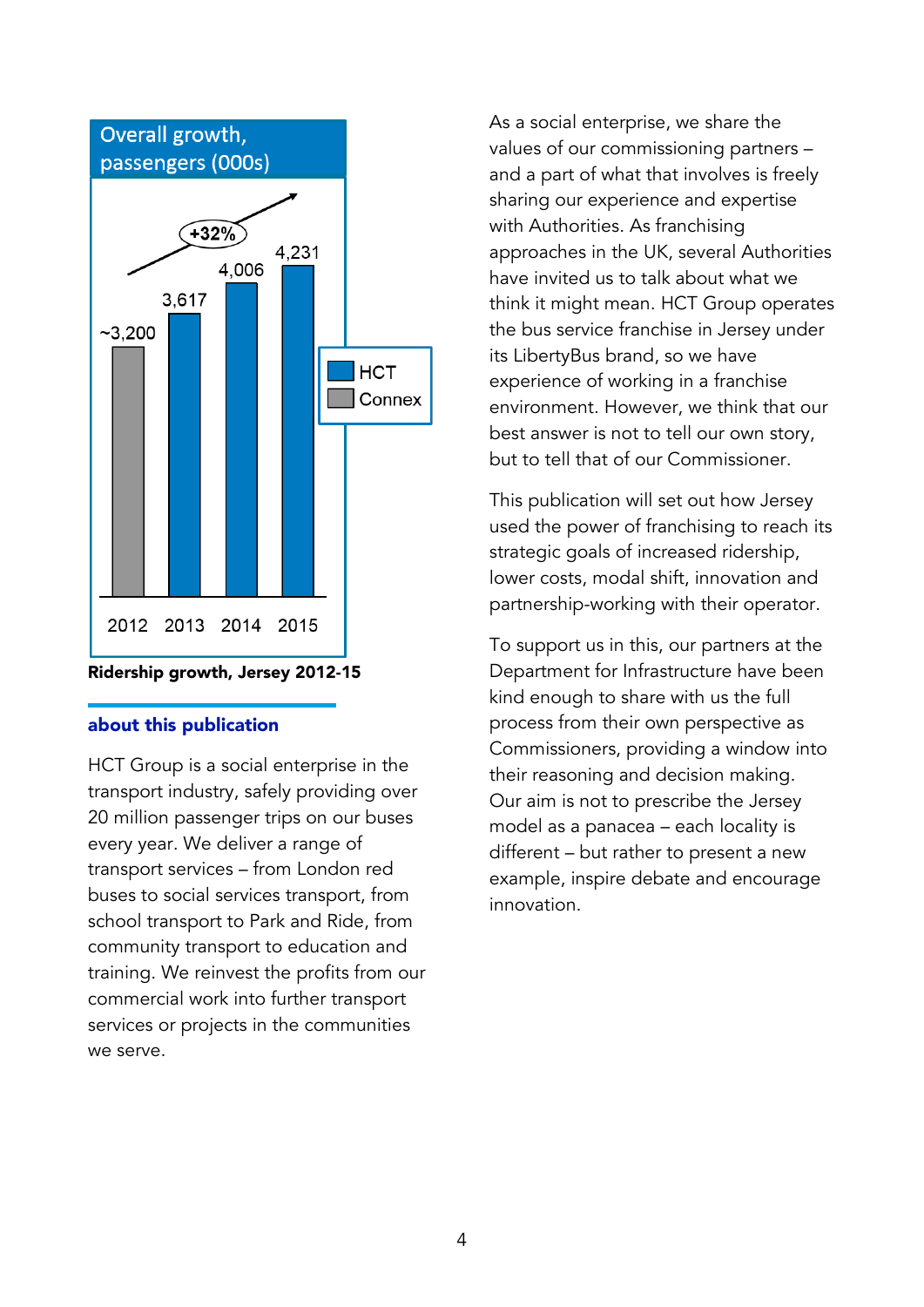**Overall growth, passengers (000s)**

| Year | Passengers (000s) | Operator |
|---|---|---|
| 2012 | ~3,200 | Connex |
| 2013 | 3,617 | HCT |
| 2014 | 4,006 | HCT |
| 2015 | 4,231 | HCT |

+32%

**Ridership growth, Jersey 2012-15**

## about this publication

HCT Group is a social enterprise in the transport industry, safely providing over 20 million passenger trips on our buses every year. We deliver a range of transport services – from London red buses to social services transport, from school transport to Park and Ride, from community transport to education and training. We reinvest the profits from our commercial work into further transport services or projects in the communities we serve.

As a social enterprise, we share the values of our commissioning partners – and a part of what that involves is freely sharing our experience and expertise with Authorities. As franchising approaches in the UK, several Authorities have invited us to talk about what we think it might mean. HCT Group operates the bus service franchise in Jersey under its LibertyBus brand, so we have experience of working in a franchise environment. However, we think that our best answer is not to tell our own story, but to tell that of our Commissioner.

This publication will set out how Jersey used the power of franchising to reach its strategic goals of increased ridership, lower costs, modal shift, innovation and partnership-working with their operator.

To support us in this, our partners at the Department for Infrastructure have been kind enough to share with us the full process from their own perspective as Commissioners, providing a window into their reasoning and decision making. Our aim is not to prescribe the Jersey model as a panacea – each locality is different – but rather to present a new example, inspire debate and encourage innovation.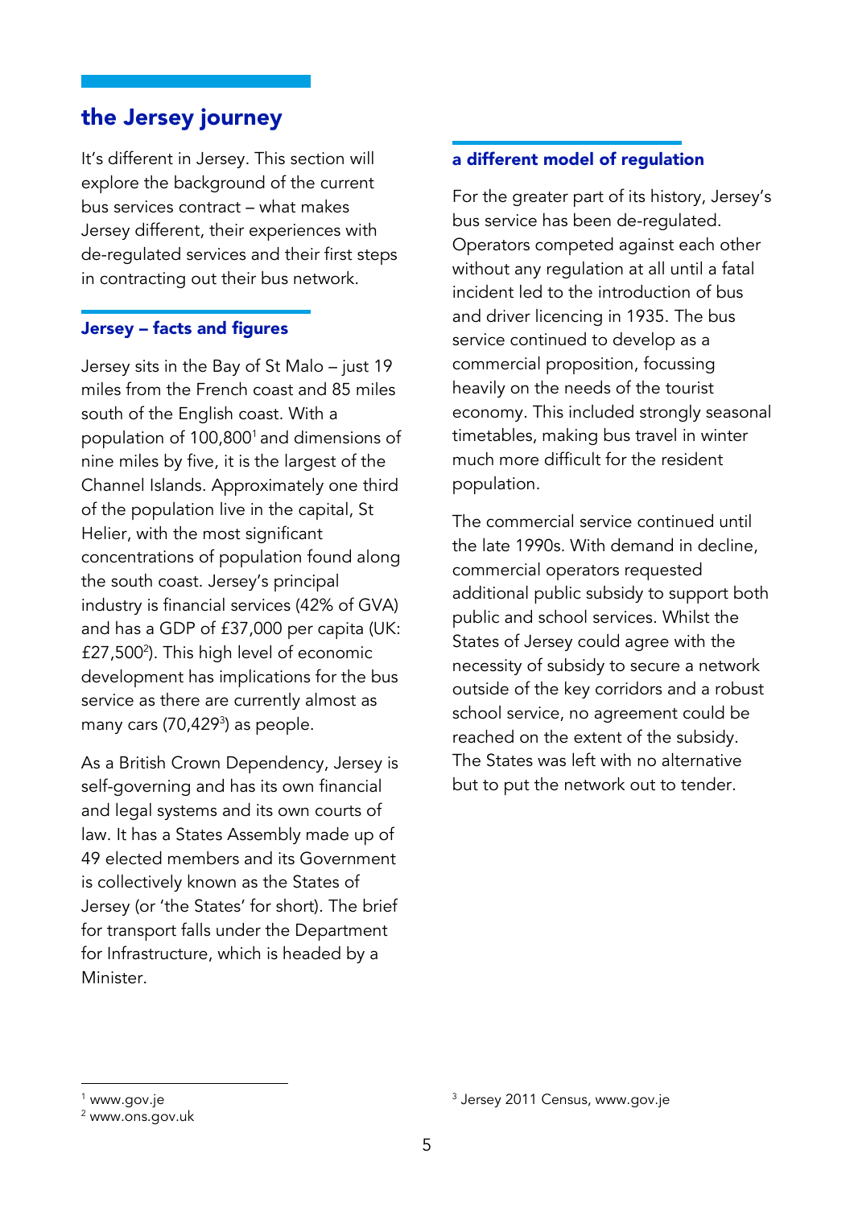## the Jersey journey

It's different in Jersey. This section will explore the background of the current bus services contract – what makes Jersey different, their experiences with de-regulated services and their first steps in contracting out their bus network.

### Jersey – facts and figures

Jersey sits in the Bay of St Malo – just 19 miles from the French coast and 85 miles south of the English coast. With a population of 100,800[1] and dimensions of nine miles by five, it is the largest of the Channel Islands. Approximately one third of the population live in the capital, St Helier, with the most significant concentrations of population found along the south coast. Jersey's principal industry is financial services (42% of GVA) and has a GDP of £37,000 per capita (UK: £27,500[2]). This high level of economic development has implications for the bus service as there are currently almost as many cars (70,429[3]) as people.

As a British Crown Dependency, Jersey is self-governing and has its own financial and legal systems and its own courts of law. It has a States Assembly made up of 49 elected members and its Government is collectively known as the States of Jersey (or 'the States' for short). The brief for transport falls under the Department for Infrastructure, which is headed by a Minister.

### a different model of regulation

For the greater part of its history, Jersey's bus service has been de-regulated. Operators competed against each other without any regulation at all until a fatal incident led to the introduction of bus and driver licencing in 1935. The bus service continued to develop as a commercial proposition, focussing heavily on the needs of the tourist economy. This included strongly seasonal timetables, making bus travel in winter much more difficult for the resident population.

The commercial service continued until the late 1990s. With demand in decline, commercial operators requested additional public subsidy to support both public and school services. Whilst the States of Jersey could agree with the necessity of subsidy to secure a network outside of the key corridors and a robust school service, no agreement could be reached on the extent of the subsidy. The States was left with no alternative but to put the network out to tender.

[1] www.gov.je
[2] www.ons.gov.uk
[3] Jersey 2011 Census, www.gov.je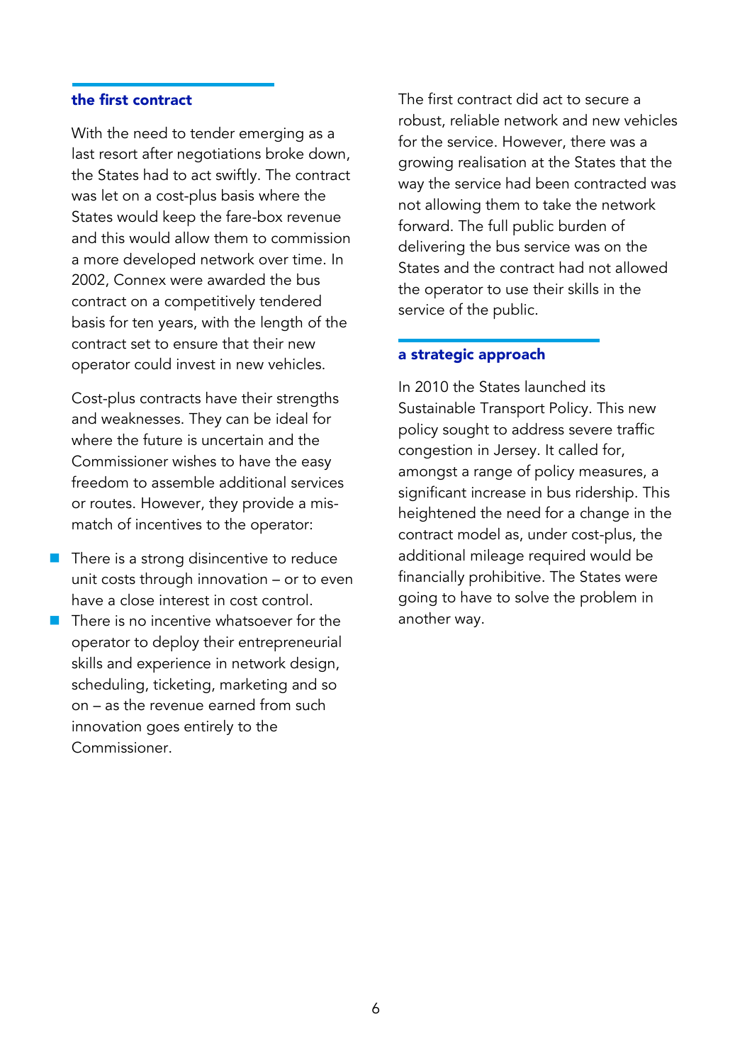## the first contract

With the need to tender emerging as a last resort after negotiations broke down, the States had to act swiftly. The contract was let on a cost-plus basis where the States would keep the fare-box revenue and this would allow them to commission a more developed network over time. In 2002, Connex were awarded the bus contract on a competitively tendered basis for ten years, with the length of the contract set to ensure that their new operator could invest in new vehicles.

Cost-plus contracts have their strengths and weaknesses. They can be ideal for where the future is uncertain and the Commissioner wishes to have the easy freedom to assemble additional services or routes. However, they provide a mis-match of incentives to the operator:

- There is a strong disincentive to reduce unit costs through innovation – or to even have a close interest in cost control.
- There is no incentive whatsoever for the operator to deploy their entrepreneurial skills and experience in network design, scheduling, ticketing, marketing and so on – as the revenue earned from such innovation goes entirely to the Commissioner.

The first contract did act to secure a robust, reliable network and new vehicles for the service. However, there was a growing realisation at the States that the way the service had been contracted was not allowing them to take the network forward. The full public burden of delivering the bus service was on the States and the contract had not allowed the operator to use their skills in the service of the public.

## a strategic approach

In 2010 the States launched its Sustainable Transport Policy. This new policy sought to address severe traffic congestion in Jersey. It called for, amongst a range of policy measures, a significant increase in bus ridership. This heightened the need for a change in the contract model as, under cost-plus, the additional mileage required would be financially prohibitive. The States were going to have to solve the problem in another way.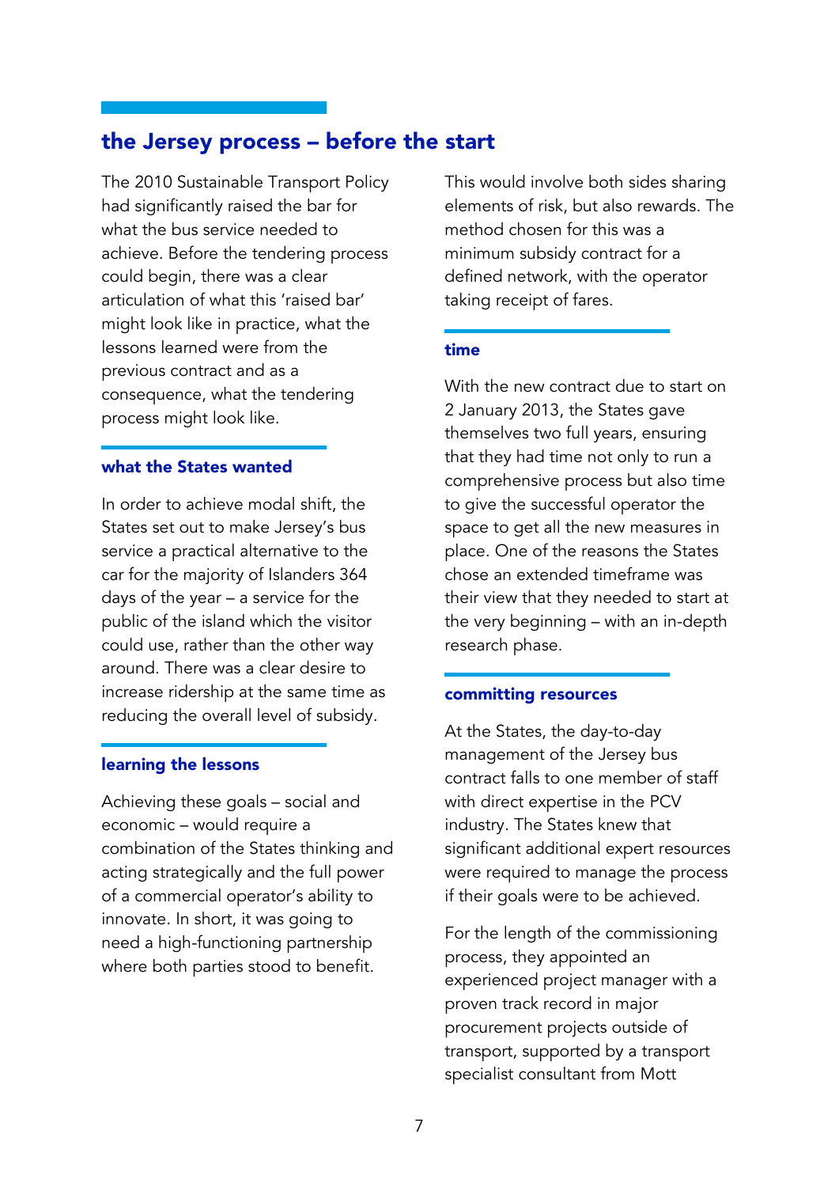## the Jersey process – before the start

The 2010 Sustainable Transport Policy had significantly raised the bar for what the bus service needed to achieve. Before the tendering process could begin, there was a clear articulation of what this 'raised bar' might look like in practice, what the lessons learned were from the previous contract and as a consequence, what the tendering process might look like.

### what the States wanted

In order to achieve modal shift, the States set out to make Jersey's bus service a practical alternative to the car for the majority of Islanders 364 days of the year – a service for the public of the island which the visitor could use, rather than the other way around. There was a clear desire to increase ridership at the same time as reducing the overall level of subsidy.

### learning the lessons

Achieving these goals – social and economic – would require a combination of the States thinking and acting strategically and the full power of a commercial operator's ability to innovate. In short, it was going to need a high-functioning partnership where both parties stood to benefit.

This would involve both sides sharing elements of risk, but also rewards. The method chosen for this was a minimum subsidy contract for a defined network, with the operator taking receipt of fares.

### time

With the new contract due to start on 2 January 2013, the States gave themselves two full years, ensuring that they had time not only to run a comprehensive process but also time to give the successful operator the space to get all the new measures in place. One of the reasons the States chose an extended timeframe was their view that they needed to start at the very beginning – with an in-depth research phase.

### committing resources

At the States, the day-to-day management of the Jersey bus contract falls to one member of staff with direct expertise in the PCV industry. The States knew that significant additional expert resources were required to manage the process if their goals were to be achieved.

For the length of the commissioning process, they appointed an experienced project manager with a proven track record in major procurement projects outside of transport, supported by a transport specialist consultant from Mott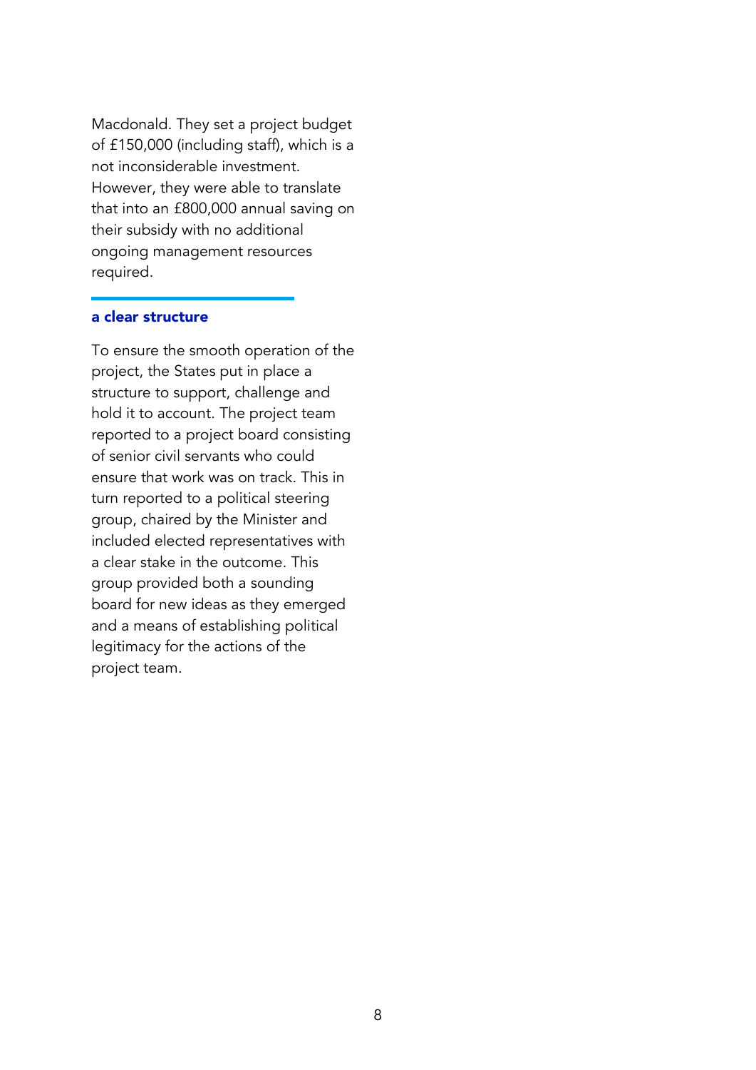Macdonald. They set a project budget of £150,000 (including staff), which is a not inconsiderable investment. However, they were able to translate that into an £800,000 annual saving on their subsidy with no additional ongoing management resources required.

## a clear structure

To ensure the smooth operation of the project, the States put in place a structure to support, challenge and hold it to account. The project team reported to a project board consisting of senior civil servants who could ensure that work was on track. This in turn reported to a political steering group, chaired by the Minister and included elected representatives with a clear stake in the outcome. This group provided both a sounding board for new ideas as they emerged and a means of establishing political legitimacy for the actions of the project team.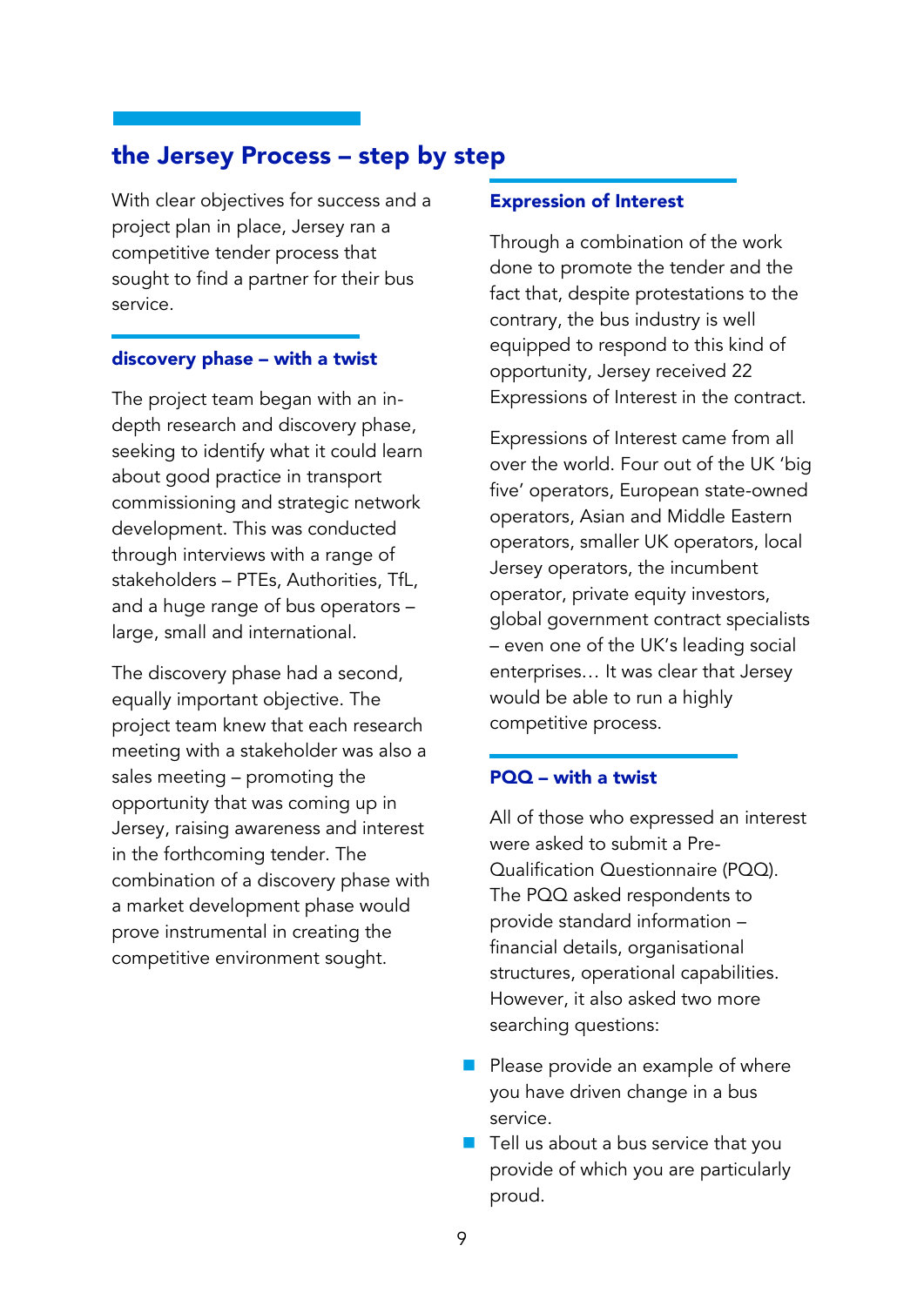## the Jersey Process – step by step

With clear objectives for success and a project plan in place, Jersey ran a competitive tender process that sought to find a partner for their bus service.

### discovery phase – with a twist

The project team began with an in-depth research and discovery phase, seeking to identify what it could learn about good practice in transport commissioning and strategic network development. This was conducted through interviews with a range of stakeholders – PTEs, Authorities, TfL, and a huge range of bus operators – large, small and international.

The discovery phase had a second, equally important objective. The project team knew that each research meeting with a stakeholder was also a sales meeting – promoting the opportunity that was coming up in Jersey, raising awareness and interest in the forthcoming tender. The combination of a discovery phase with a market development phase would prove instrumental in creating the competitive environment sought.

### Expression of Interest

Through a combination of the work done to promote the tender and the fact that, despite protestations to the contrary, the bus industry is well equipped to respond to this kind of opportunity, Jersey received 22 Expressions of Interest in the contract.

Expressions of Interest came from all over the world. Four out of the UK 'big five' operators, European state-owned operators, Asian and Middle Eastern operators, smaller UK operators, local Jersey operators, the incumbent operator, private equity investors, global government contract specialists – even one of the UK's leading social enterprises… It was clear that Jersey would be able to run a highly competitive process.

### PQQ – with a twist

All of those who expressed an interest were asked to submit a Pre-Qualification Questionnaire (PQQ). The PQQ asked respondents to provide standard information – financial details, organisational structures, operational capabilities. However, it also asked two more searching questions:

- Please provide an example of where you have driven change in a bus service.
- Tell us about a bus service that you provide of which you are particularly proud.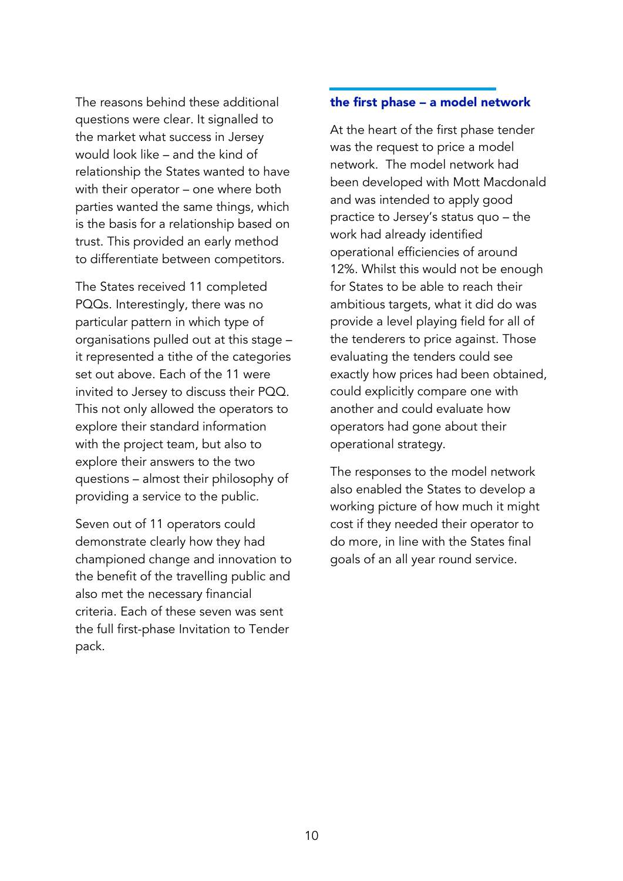The reasons behind these additional questions were clear. It signalled to the market what success in Jersey would look like – and the kind of relationship the States wanted to have with their operator – one where both parties wanted the same things, which is the basis for a relationship based on trust. This provided an early method to differentiate between competitors.

The States received 11 completed PQQs. Interestingly, there was no particular pattern in which type of organisations pulled out at this stage – it represented a tithe of the categories set out above. Each of the 11 were invited to Jersey to discuss their PQQ. This not only allowed the operators to explore their standard information with the project team, but also to explore their answers to the two questions – almost their philosophy of providing a service to the public.

Seven out of 11 operators could demonstrate clearly how they had championed change and innovation to the benefit of the travelling public and also met the necessary financial criteria. Each of these seven was sent the full first-phase Invitation to Tender pack.

## the first phase – a model network

At the heart of the first phase tender was the request to price a model network. The model network had been developed with Mott Macdonald and was intended to apply good practice to Jersey's status quo – the work had already identified operational efficiencies of around 12%. Whilst this would not be enough for States to be able to reach their ambitious targets, what it did do was provide a level playing field for all of the tenderers to price against. Those evaluating the tenders could see exactly how prices had been obtained, could explicitly compare one with another and could evaluate how operators had gone about their operational strategy.

The responses to the model network also enabled the States to develop a working picture of how much it might cost if they needed their operator to do more, in line with the States final goals of an all year round service.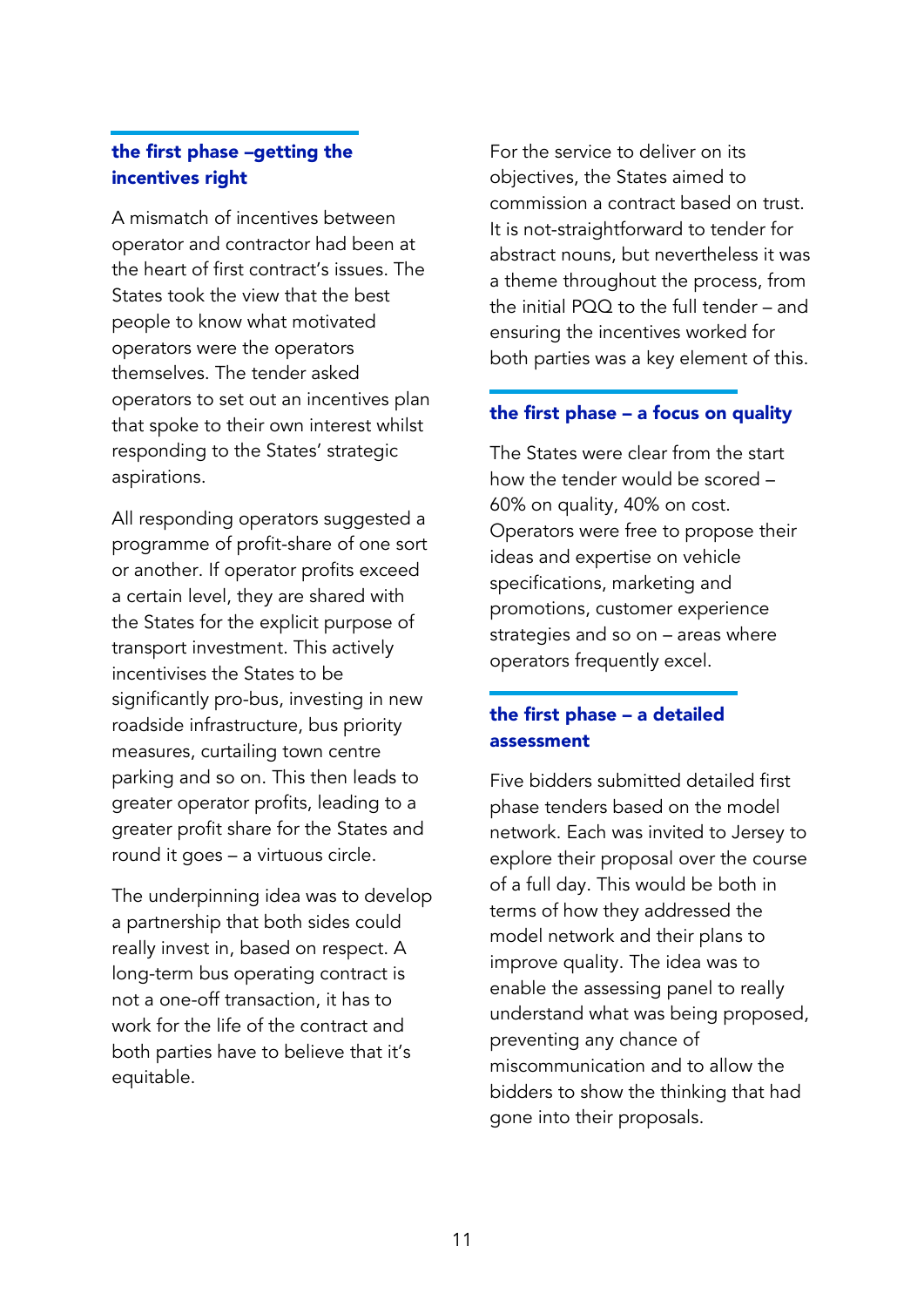## the first phase –getting the incentives right

A mismatch of incentives between operator and contractor had been at the heart of first contract's issues. The States took the view that the best people to know what motivated operators were the operators themselves. The tender asked operators to set out an incentives plan that spoke to their own interest whilst responding to the States' strategic aspirations.

All responding operators suggested a programme of profit-share of one sort or another. If operator profits exceed a certain level, they are shared with the States for the explicit purpose of transport investment. This actively incentivises the States to be significantly pro-bus, investing in new roadside infrastructure, bus priority measures, curtailing town centre parking and so on. This then leads to greater operator profits, leading to a greater profit share for the States and round it goes – a virtuous circle.

The underpinning idea was to develop a partnership that both sides could really invest in, based on respect. A long-term bus operating contract is not a one-off transaction, it has to work for the life of the contract and both parties have to believe that it's equitable.

For the service to deliver on its objectives, the States aimed to commission a contract based on trust. It is not-straightforward to tender for abstract nouns, but nevertheless it was a theme throughout the process, from the initial PQQ to the full tender – and ensuring the incentives worked for both parties was a key element of this.

## the first phase – a focus on quality

The States were clear from the start how the tender would be scored – 60% on quality, 40% on cost. Operators were free to propose their ideas and expertise on vehicle specifications, marketing and promotions, customer experience strategies and so on – areas where operators frequently excel.

## the first phase – a detailed assessment

Five bidders submitted detailed first phase tenders based on the model network. Each was invited to Jersey to explore their proposal over the course of a full day. This would be both in terms of how they addressed the model network and their plans to improve quality. The idea was to enable the assessing panel to really understand what was being proposed, preventing any chance of miscommunication and to allow the bidders to show the thinking that had gone into their proposals.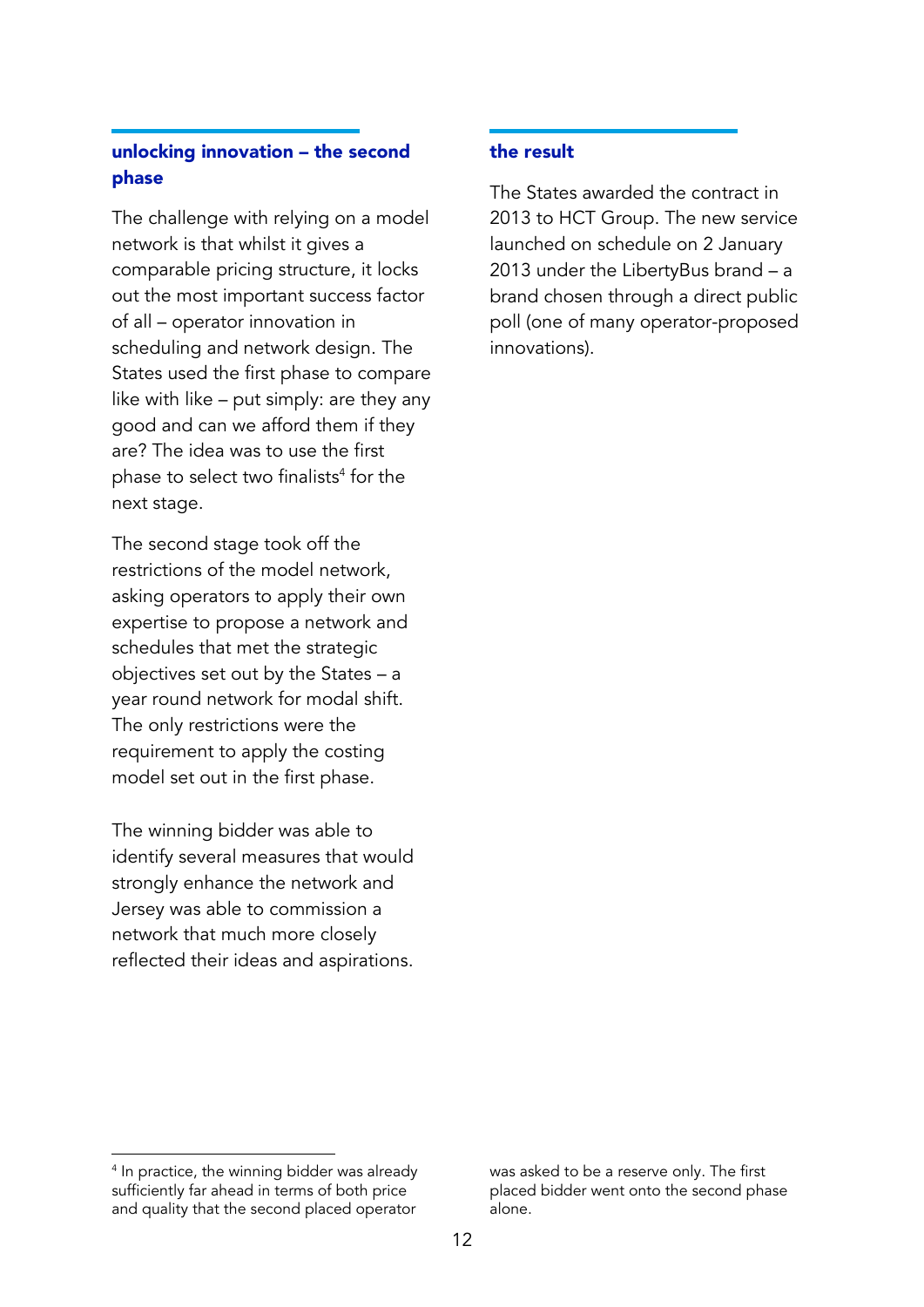## unlocking innovation – the second phase

The challenge with relying on a model network is that whilst it gives a comparable pricing structure, it locks out the most important success factor of all – operator innovation in scheduling and network design. The States used the first phase to compare like with like – put simply: are they any good and can we afford them if they are? The idea was to use the first phase to select two finalists[4] for the next stage.

The second stage took off the restrictions of the model network, asking operators to apply their own expertise to propose a network and schedules that met the strategic objectives set out by the States – a year round network for modal shift. The only restrictions were the requirement to apply the costing model set out in the first phase.

The winning bidder was able to identify several measures that would strongly enhance the network and Jersey was able to commission a network that much more closely reflected their ideas and aspirations.

## the result

The States awarded the contract in 2013 to HCT Group. The new service launched on schedule on 2 January 2013 under the LibertyBus brand – a brand chosen through a direct public poll (one of many operator-proposed innovations).

---

[4] In practice, the winning bidder was already sufficiently far ahead in terms of both price and quality that the second placed operator was asked to be a reserve only. The first placed bidder went onto the second phase alone.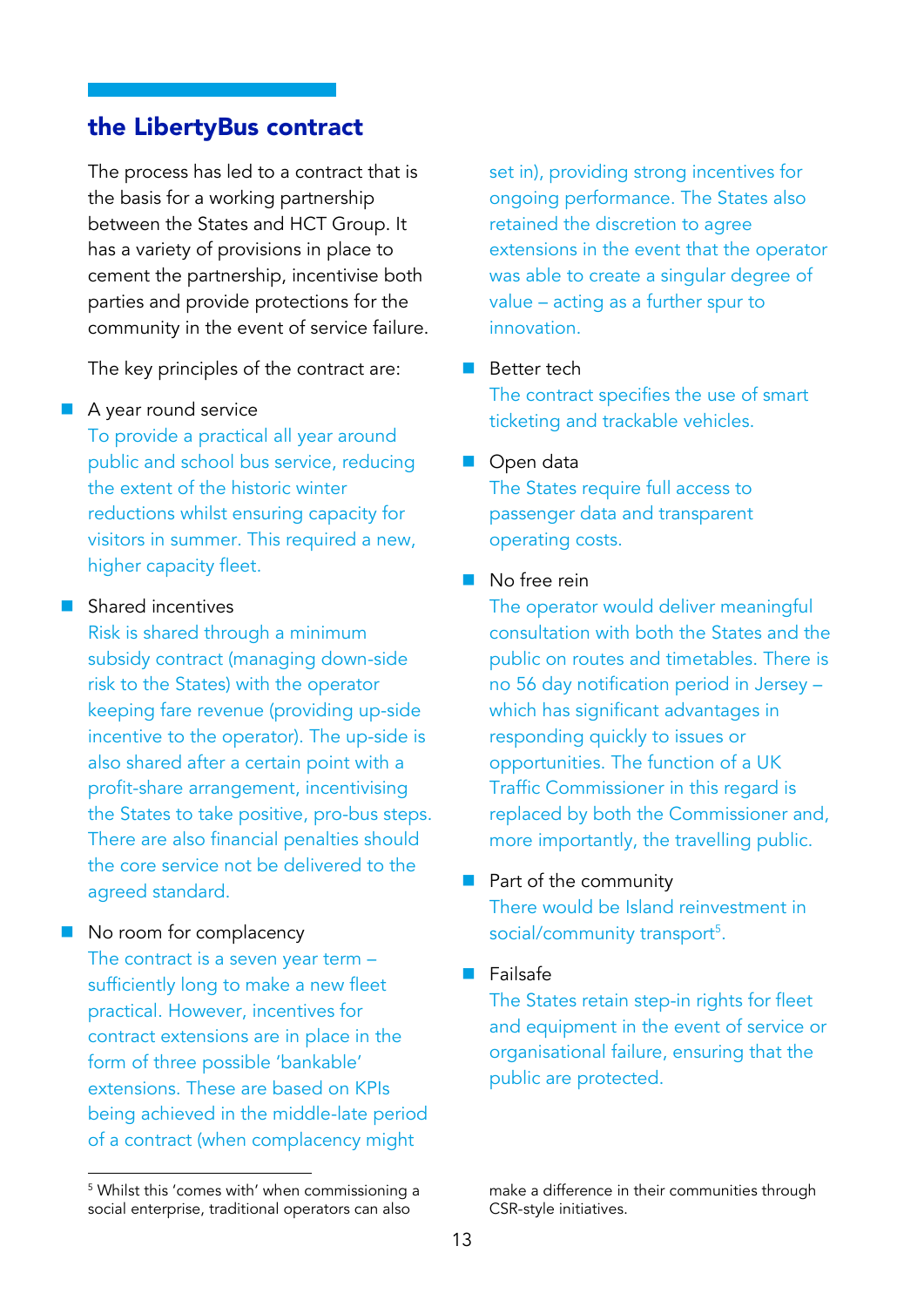## the LibertyBus contract

The process has led to a contract that is the basis for a working partnership between the States and HCT Group. It has a variety of provisions in place to cement the partnership, incentivise both parties and provide protections for the community in the event of service failure.

The key principles of the contract are:

- A year round service
  To provide a practical all year around public and school bus service, reducing the extent of the historic winter reductions whilst ensuring capacity for visitors in summer. This required a new, higher capacity fleet.

- Shared incentives
  Risk is shared through a minimum subsidy contract (managing down-side risk to the States) with the operator keeping fare revenue (providing up-side incentive to the operator). The up-side is also shared after a certain point with a profit-share arrangement, incentivising the States to take positive, pro-bus steps. There are also financial penalties should the core service not be delivered to the agreed standard.

- No room for complacency
  The contract is a seven year term – sufficiently long to make a new fleet practical. However, incentives for contract extensions are in place in the form of three possible 'bankable' extensions. These are based on KPIs being achieved in the middle-late period of a contract (when complacency might set in), providing strong incentives for ongoing performance. The States also retained the discretion to agree extensions in the event that the operator was able to create a singular degree of value – acting as a further spur to innovation.

- Better tech
  The contract specifies the use of smart ticketing and trackable vehicles.

- Open data
  The States require full access to passenger data and transparent operating costs.

- No free rein
  The operator would deliver meaningful consultation with both the States and the public on routes and timetables. There is no 56 day notification period in Jersey – which has significant advantages in responding quickly to issues or opportunities. The function of a UK Traffic Commissioner in this regard is replaced by both the Commissioner and, more importantly, the travelling public.

- Part of the community
  There would be Island reinvestment in social/community transport[5].

- Failsafe
  The States retain step-in rights for fleet and equipment in the event of service or organisational failure, ensuring that the public are protected.

---

[5] Whilst this 'comes with' when commissioning a social enterprise, traditional operators can also make a difference in their communities through CSR-style initiatives.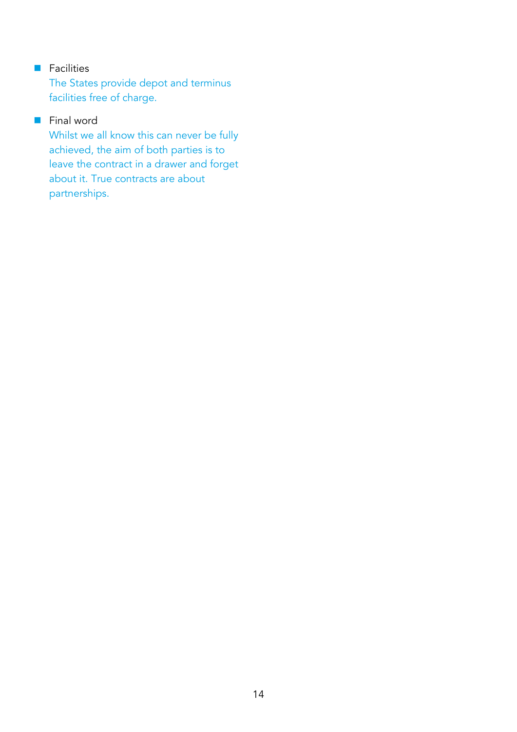- Facilities

  The States provide depot and terminus facilities free of charge.

- Final word

  Whilst we all know this can never be fully achieved, the aim of both parties is to leave the contract in a drawer and forget about it. True contracts are about partnerships.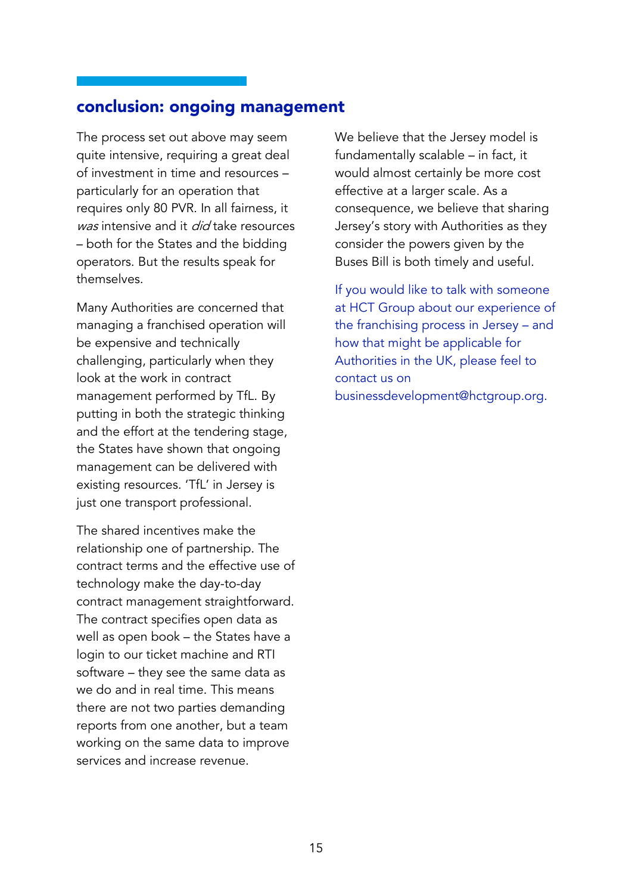## conclusion: ongoing management

The process set out above may seem quite intensive, requiring a great deal of investment in time and resources – particularly for an operation that requires only 80 PVR. In all fairness, it *was* intensive and it *did* take resources – both for the States and the bidding operators. But the results speak for themselves.

Many Authorities are concerned that managing a franchised operation will be expensive and technically challenging, particularly when they look at the work in contract management performed by TfL. By putting in both the strategic thinking and the effort at the tendering stage, the States have shown that ongoing management can be delivered with existing resources. 'TfL' in Jersey is just one transport professional.

The shared incentives make the relationship one of partnership. The contract terms and the effective use of technology make the day-to-day contract management straightforward. The contract specifies open data as well as open book – the States have a login to our ticket machine and RTI software – they see the same data as we do and in real time. This means there are not two parties demanding reports from one another, but a team working on the same data to improve services and increase revenue.

We believe that the Jersey model is fundamentally scalable – in fact, it would almost certainly be more cost effective at a larger scale. As a consequence, we believe that sharing Jersey's story with Authorities as they consider the powers given by the Buses Bill is both timely and useful.

If you would like to talk with someone at HCT Group about our experience of the franchising process in Jersey – and how that might be applicable for Authorities in the UK, please feel to contact us on businessdevelopment@hctgroup.org.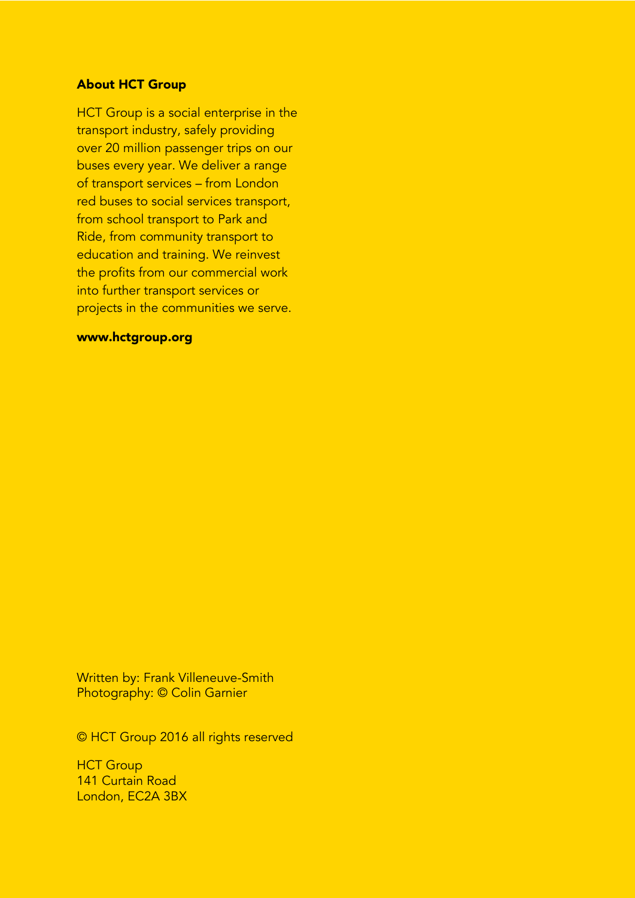## About HCT Group

HCT Group is a social enterprise in the transport industry, safely providing over 20 million passenger trips on our buses every year. We deliver a range of transport services – from London red buses to social services transport, from school transport to Park and Ride, from community transport to education and training. We reinvest the profits from our commercial work into further transport services or projects in the communities we serve.

**www.hctgroup.org**

Written by: Frank Villeneuve-Smith
Photography: © Colin Garnier

© HCT Group 2016 all rights reserved

HCT Group
141 Curtain Road
London, EC2A 3BX